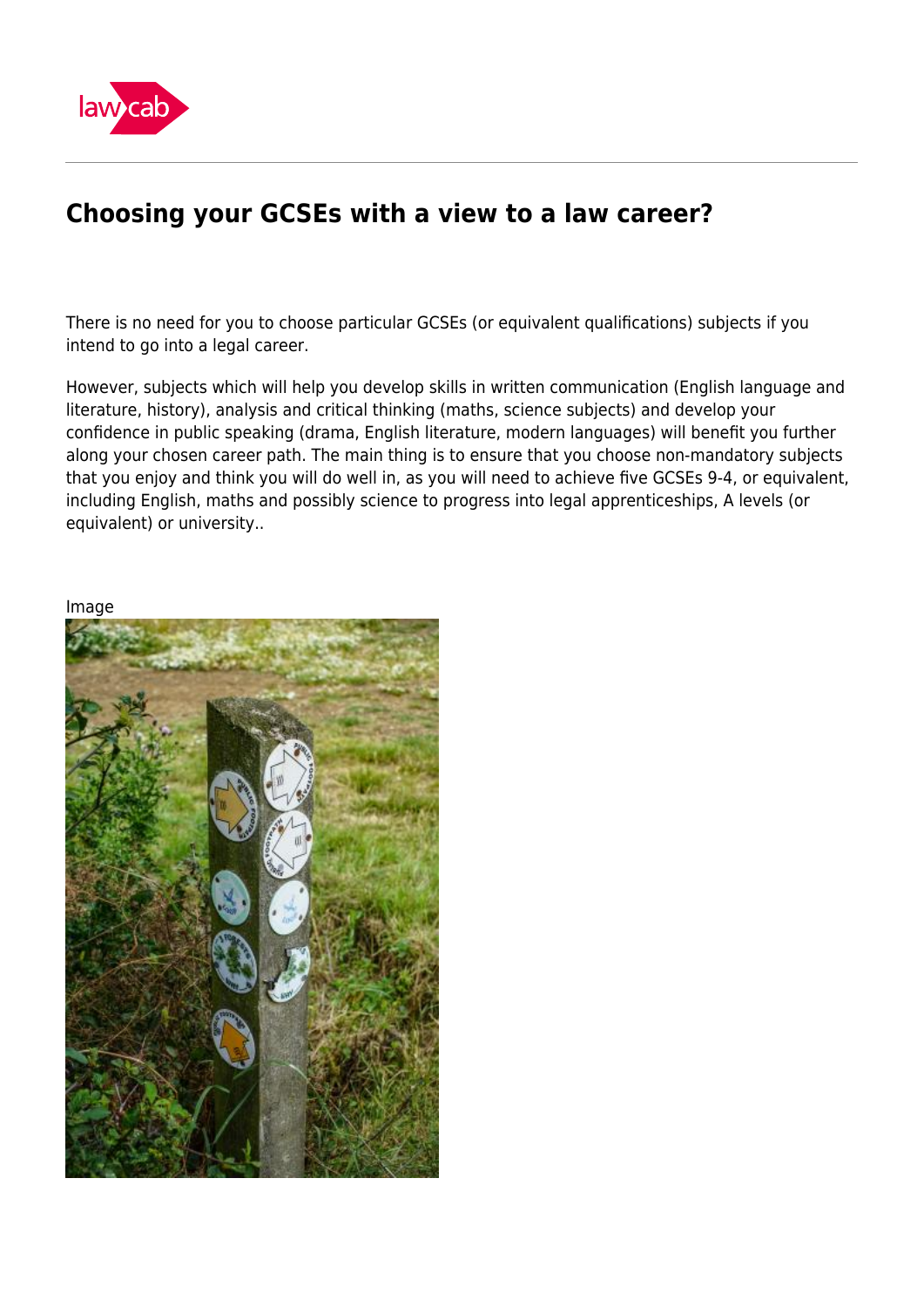# Choosing your GCSEs with a view to a law career?

There is no need for you to choose particular GCSEs (or equivalent qualifications) subjects if you intend to go into a legal career.

However, subjects which will help you develop skills in written communication (English language and literature, history), analysis and critical thinking (maths, science subjects) and develop your confidence in public speaking (drama, English literature, modern languages) will benefit you further along your chosen career path. The main thing is to ensure that you choose non-mandatory subjects that you enjoy and think you will do well in, as you will need to achieve five GCSEs 9-4, or equivalent, including English, maths and possibly science to progress into legal apprenticeships, A levels (or equivalent) or university..

Image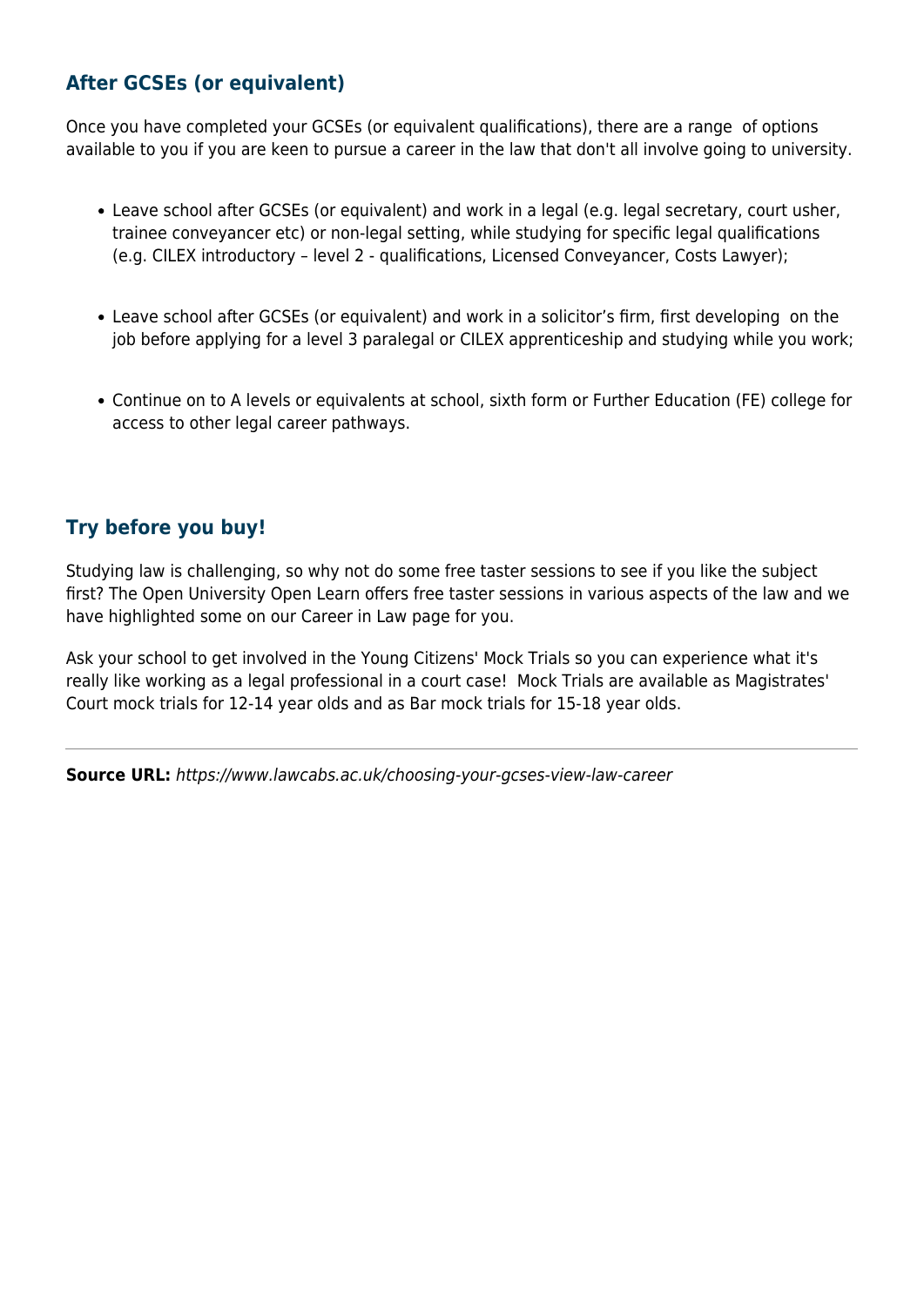## After GCSEs (or equivalent)

Once you have completed your GCSEs (or equivalent qualifications), there are a range of options available to you if you are keen to pursue a career in the law that don't all involve going to university.

- Leave school after GCSEs (or equivalent) and work in a legal (e.g. legal secretary, court usher, trainee conveyancer etc) or non-legal setting, while studying for specific legal qualifications (e.g. CILEX introductory – level 2 - qualifications, Licensed Conveyancer, Costs Lawyer);

- Leave school after GCSEs (or equivalent) and work in a solicitor's firm, first developing on the job before applying for a level 3 paralegal or CILEX apprenticeship and studying while you work;

- Continue on to A levels or equivalents at school, sixth form or Further Education (FE) college for access to other legal career pathways.

## Try before you buy!

Studying law is challenging, so why not do some free taster sessions to see if you like the subject first? The Open University Open Learn offers free taster sessions in various aspects of the law and we have highlighted some on our Career in Law page for you.

Ask your school to get involved in the Young Citizens' Mock Trials so you can experience what it's really like working as a legal professional in a court case! Mock Trials are available as Magistrates' Court mock trials for 12-14 year olds and as Bar mock trials for 15-18 year olds.

---

**Source URL:** *https://www.lawcabs.ac.uk/choosing-your-gcses-view-law-career*